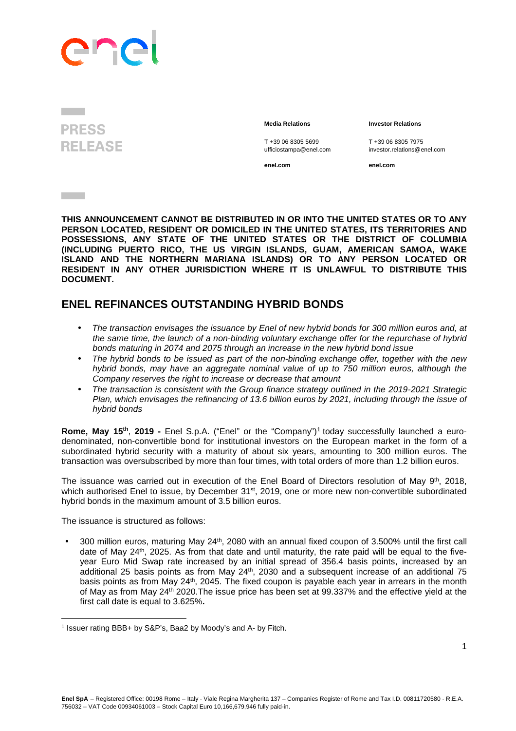PRESS RELEASE

**Media Relations**

T +39 06 8305 5699
ufficiostampa@enel.com

**enel.com**

**Investor Relations**

T +39 06 8305 7975
investor.relations@enel.com

**enel.com**

**THIS ANNOUNCEMENT CANNOT BE DISTRIBUTED IN OR INTO THE UNITED STATES OR TO ANY PERSON LOCATED, RESIDENT OR DOMICILED IN THE UNITED STATES, ITS TERRITORIES AND POSSESSIONS, ANY STATE OF THE UNITED STATES OR THE DISTRICT OF COLUMBIA (INCLUDING PUERTO RICO, THE US VIRGIN ISLANDS, GUAM, AMERICAN SAMOA, WAKE ISLAND AND THE NORTHERN MARIANA ISLANDS) OR TO ANY PERSON LOCATED OR RESIDENT IN ANY OTHER JURISDICTION WHERE IT IS UNLAWFUL TO DISTRIBUTE THIS DOCUMENT.**

## ENEL REFINANCES OUTSTANDING HYBRID BONDS

- *The transaction envisages the issuance by Enel of new hybrid bonds for 300 million euros and, at the same time, the launch of a non-binding voluntary exchange offer for the repurchase of hybrid bonds maturing in 2074 and 2075 through an increase in the new hybrid bond issue*
- *The hybrid bonds to be issued as part of the non-binding exchange offer, together with the new hybrid bonds, may have an aggregate nominal value of up to 750 million euros, although the Company reserves the right to increase or decrease that amount*
- *The transaction is consistent with the Group finance strategy outlined in the 2019-2021 Strategic Plan, which envisages the refinancing of 13.6 billion euros by 2021, including through the issue of hybrid bonds*

**Rome, May 15th, 2019 -** Enel S.p.A. ("Enel" or the "Company")[1] today successfully launched a euro-denominated, non-convertible bond for institutional investors on the European market in the form of a subordinated hybrid security with a maturity of about six years, amounting to 300 million euros. The transaction was oversubscribed by more than four times, with total orders of more than 1.2 billion euros.

The issuance was carried out in execution of the Enel Board of Directors resolution of May 9th, 2018, which authorised Enel to issue, by December 31st, 2019, one or more new non-convertible subordinated hybrid bonds in the maximum amount of 3.5 billion euros.

The issuance is structured as follows:

- 300 million euros, maturing May 24th, 2080 with an annual fixed coupon of 3.500% until the first call date of May 24th, 2025. As from that date and until maturity, the rate paid will be equal to the five-year Euro Mid Swap rate increased by an initial spread of 356.4 basis points, increased by an additional 25 basis points as from May 24th, 2030 and a subsequent increase of an additional 75 basis points as from May 24th, 2045. The fixed coupon is payable each year in arrears in the month of May as from May 24th 2020.The issue price has been set at 99.337% and the effective yield at the first call date is equal to 3.625%**.**

[1] Issuer rating BBB+ by S&P's, Baa2 by Moody's and A- by Fitch.

**Enel SpA** – Registered Office: 00198 Rome – Italy - Viale Regina Margherita 137 – Companies Register of Rome and Tax I.D. 00811720580 - R.E.A. 756032 – VAT Code 00934061003 – Stock Capital Euro 10,166,679,946 fully paid-in.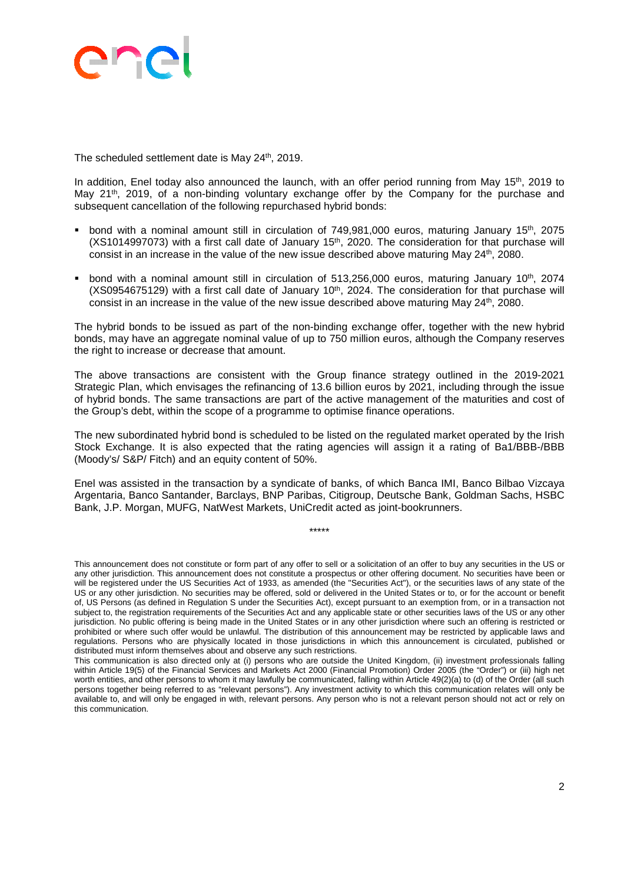The scheduled settlement date is May 24th, 2019.

In addition, Enel today also announced the launch, with an offer period running from May 15th, 2019 to May 21th, 2019, of a non-binding voluntary exchange offer by the Company for the purchase and subsequent cancellation of the following repurchased hybrid bonds:

- bond with a nominal amount still in circulation of 749,981,000 euros, maturing January 15th, 2075 (XS1014997073) with a first call date of January 15th, 2020. The consideration for that purchase will consist in an increase in the value of the new issue described above maturing May 24th, 2080.
- bond with a nominal amount still in circulation of 513,256,000 euros, maturing January 10th, 2074 (XS0954675129) with a first call date of January 10th, 2024. The consideration for that purchase will consist in an increase in the value of the new issue described above maturing May 24th, 2080.

The hybrid bonds to be issued as part of the non-binding exchange offer, together with the new hybrid bonds, may have an aggregate nominal value of up to 750 million euros, although the Company reserves the right to increase or decrease that amount.

The above transactions are consistent with the Group finance strategy outlined in the 2019-2021 Strategic Plan, which envisages the refinancing of 13.6 billion euros by 2021, including through the issue of hybrid bonds. The same transactions are part of the active management of the maturities and cost of the Group's debt, within the scope of a programme to optimise finance operations.

The new subordinated hybrid bond is scheduled to be listed on the regulated market operated by the Irish Stock Exchange. It is also expected that the rating agencies will assign it a rating of Ba1/BBB-/BBB (Moody's/ S&P/ Fitch) and an equity content of 50%.

Enel was assisted in the transaction by a syndicate of banks, of which Banca IMI, Banco Bilbao Vizcaya Argentaria, Banco Santander, Barclays, BNP Paribas, Citigroup, Deutsche Bank, Goldman Sachs, HSBC Bank, J.P. Morgan, MUFG, NatWest Markets, UniCredit acted as joint-bookrunners.

*****

This announcement does not constitute or form part of any offer to sell or a solicitation of an offer to buy any securities in the US or any other jurisdiction. This announcement does not constitute a prospectus or other offering document. No securities have been or will be registered under the US Securities Act of 1933, as amended (the "Securities Act"), or the securities laws of any state of the US or any other jurisdiction. No securities may be offered, sold or delivered in the United States or to, or for the account or benefit of, US Persons (as defined in Regulation S under the Securities Act), except pursuant to an exemption from, or in a transaction not subject to, the registration requirements of the Securities Act and any applicable state or other securities laws of the US or any other jurisdiction. No public offering is being made in the United States or in any other jurisdiction where such an offering is restricted or prohibited or where such offer would be unlawful. The distribution of this announcement may be restricted by applicable laws and regulations. Persons who are physically located in those jurisdictions in which this announcement is circulated, published or distributed must inform themselves about and observe any such restrictions.

This communication is also directed only at (i) persons who are outside the United Kingdom, (ii) investment professionals falling within Article 19(5) of the Financial Services and Markets Act 2000 (Financial Promotion) Order 2005 (the "Order") or (iii) high net worth entities, and other persons to whom it may lawfully be communicated, falling within Article 49(2)(a) to (d) of the Order (all such persons together being referred to as "relevant persons"). Any investment activity to which this communication relates will only be available to, and will only be engaged in with, relevant persons. Any person who is not a relevant person should not act or rely on this communication.